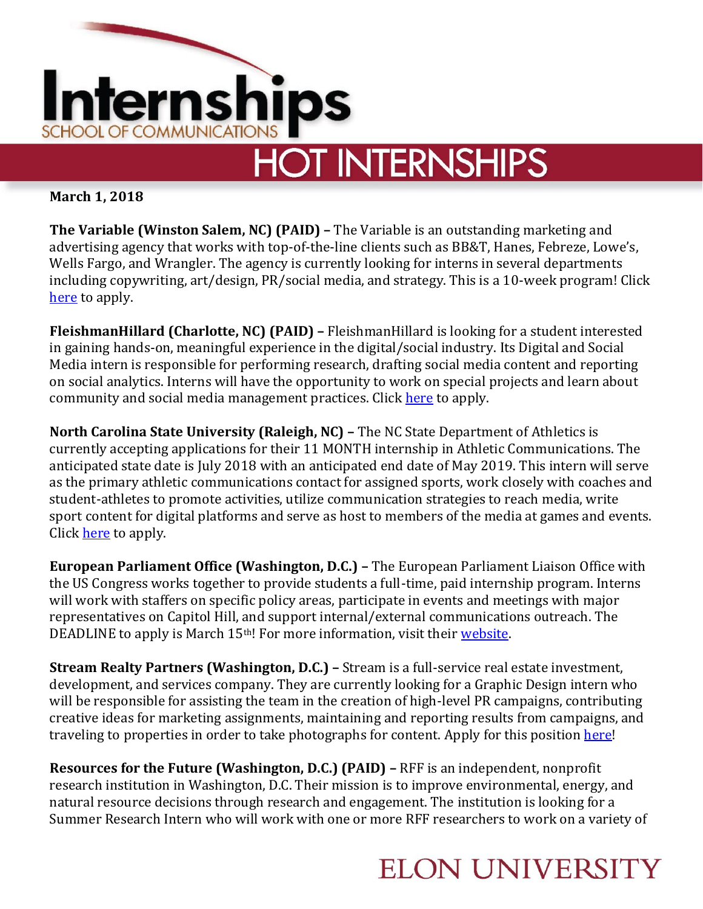# Internships

SCHOOL OF COMMUNICATIONS

## HOT INTERNSHIPS

**March 1, 2018**

**The Variable (Winston Salem, NC) (PAID) –** The Variable is an outstanding marketing and advertising agency that works with top-of-the-line clients such as BB&T, Hanes, Febreze, Lowe's, Wells Fargo, and Wrangler. The agency is currently looking for interns in several departments including copywriting, art/design, PR/social media, and strategy. This is a 10-week program! Click here to apply.

**FleishmanHillard (Charlotte, NC) (PAID) –** FleishmanHillard is looking for a student interested in gaining hands-on, meaningful experience in the digital/social industry. Its Digital and Social Media intern is responsible for performing research, drafting social media content and reporting on social analytics. Interns will have the opportunity to work on special projects and learn about community and social media management practices. Click here to apply.

**North Carolina State University (Raleigh, NC) –** The NC State Department of Athletics is currently accepting applications for their 11 MONTH internship in Athletic Communications. The anticipated state date is July 2018 with an anticipated end date of May 2019. This intern will serve as the primary athletic communications contact for assigned sports, work closely with coaches and student-athletes to promote activities, utilize communication strategies to reach media, write sport content for digital platforms and serve as host to members of the media at games and events. Click here to apply.

**European Parliament Office (Washington, D.C.) –** The European Parliament Liaison Office with the US Congress works together to provide students a full-time, paid internship program. Interns will work with staffers on specific policy areas, participate in events and meetings with major representatives on Capitol Hill, and support internal/external communications outreach. The DEADLINE to apply is March 15th! For more information, visit their website.

**Stream Realty Partners (Washington, D.C.) –** Stream is a full-service real estate investment, development, and services company. They are currently looking for a Graphic Design intern who will be responsible for assisting the team in the creation of high-level PR campaigns, contributing creative ideas for marketing assignments, maintaining and reporting results from campaigns, and traveling to properties in order to take photographs for content. Apply for this position here!

**Resources for the Future (Washington, D.C.) (PAID) –** RFF is an independent, nonprofit research institution in Washington, D.C. Their mission is to improve environmental, energy, and natural resource decisions through research and engagement. The institution is looking for a Summer Research Intern who will work with one or more RFF researchers to work on a variety of

ELON UNIVERSITY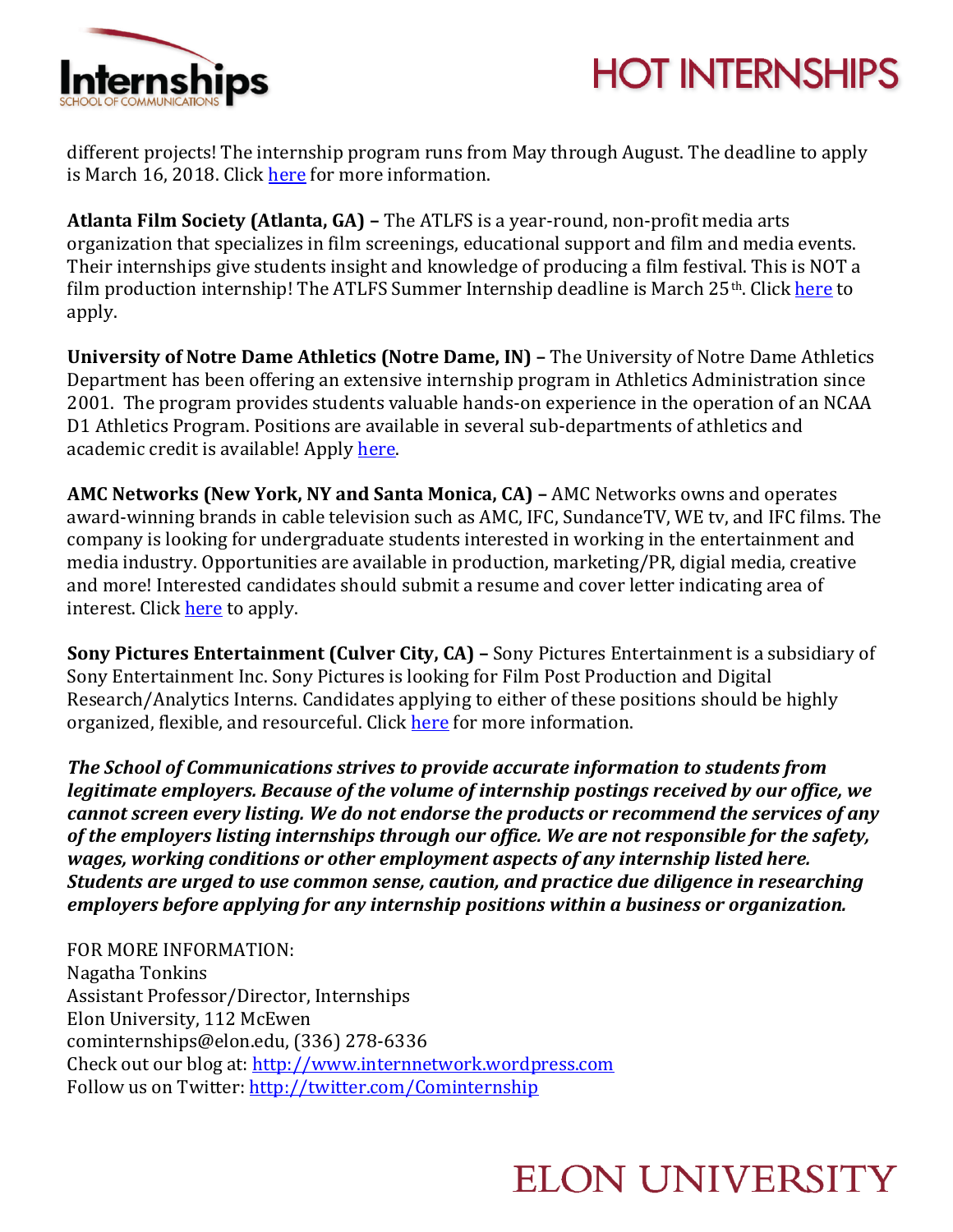different projects! The internship program runs from May through August. The deadline to apply is March 16, 2018. Click here for more information.

**Atlanta Film Society (Atlanta, GA) –** The ATLFS is a year-round, non-profit media arts organization that specializes in film screenings, educational support and film and media events. Their internships give students insight and knowledge of producing a film festival. This is NOT a film production internship! The ATLFS Summer Internship deadline is March 25th. Click here to apply.

**University of Notre Dame Athletics (Notre Dame, IN) –** The University of Notre Dame Athletics Department has been offering an extensive internship program in Athletics Administration since 2001. The program provides students valuable hands-on experience in the operation of an NCAA D1 Athletics Program. Positions are available in several sub-departments of athletics and academic credit is available! Apply here.

**AMC Networks (New York, NY and Santa Monica, CA) –** AMC Networks owns and operates award-winning brands in cable television such as AMC, IFC, SundanceTV, WE tv, and IFC films. The company is looking for undergraduate students interested in working in the entertainment and media industry. Opportunities are available in production, marketing/PR, digial media, creative and more! Interested candidates should submit a resume and cover letter indicating area of interest. Click here to apply.

**Sony Pictures Entertainment (Culver City, CA) –** Sony Pictures Entertainment is a subsidiary of Sony Entertainment Inc. Sony Pictures is looking for Film Post Production and Digital Research/Analytics Interns. Candidates applying to either of these positions should be highly organized, flexible, and resourceful. Click here for more information.

***The School of Communications strives to provide accurate information to students from legitimate employers. Because of the volume of internship postings received by our office, we cannot screen every listing. We do not endorse the products or recommend the services of any of the employers listing internships through our office. We are not responsible for the safety, wages, working conditions or other employment aspects of any internship listed here. Students are urged to use common sense, caution, and practice due diligence in researching employers before applying for any internship positions within a business or organization.***

FOR MORE INFORMATION:
Nagatha Tonkins
Assistant Professor/Director, Internships
Elon University, 112 McEwen
cominternships@elon.edu, (336) 278-6336
Check out our blog at: http://www.internnetwork.wordpress.com
Follow us on Twitter: http://twitter.com/Cominternship